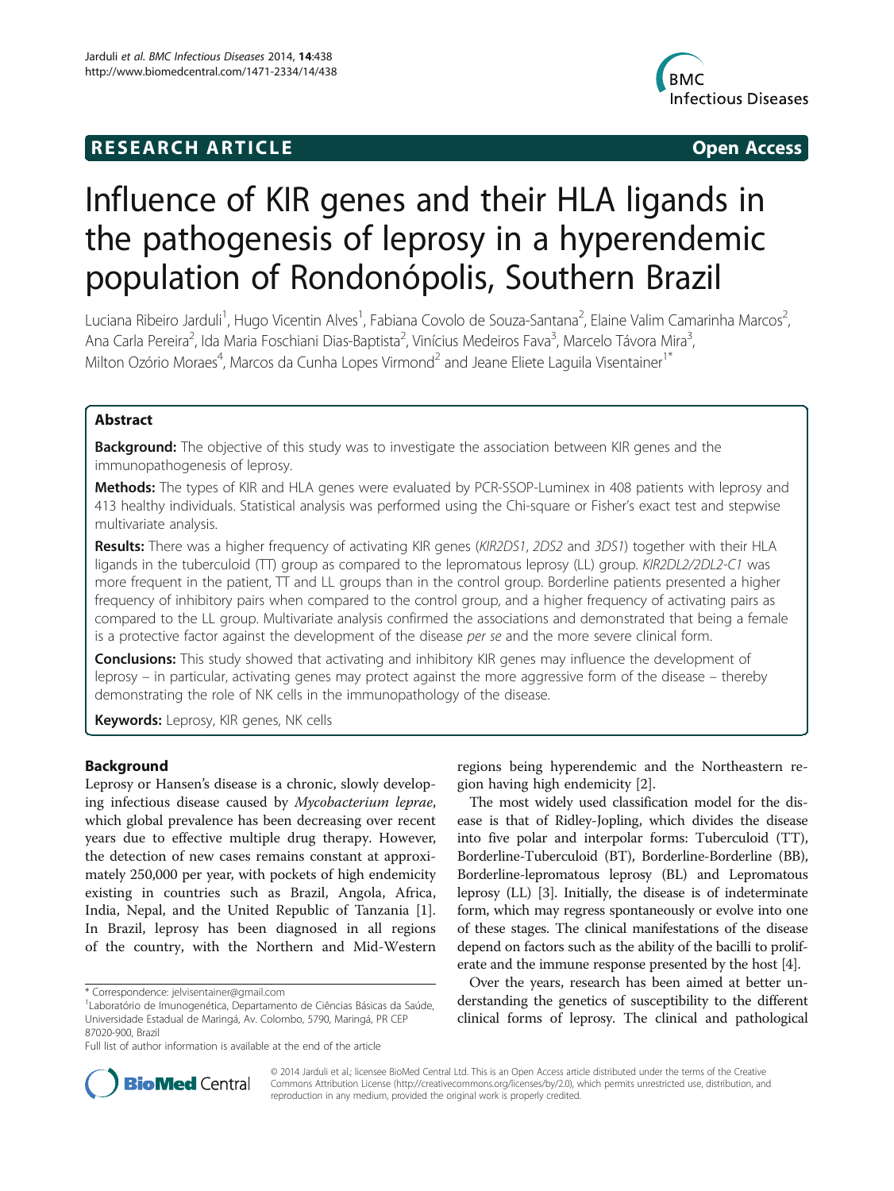**RESEARCH ARTICLE** **Open Access**

# Influence of KIR genes and their HLA ligands in the pathogenesis of leprosy in a hyperendemic population of Rondonópolis, Southern Brazil

Luciana Ribeiro Jarduli[1], Hugo Vicentin Alves[1], Fabiana Covolo de Souza-Santana[2], Elaine Valim Camarinha Marcos[2], Ana Carla Pereira[2], Ida Maria Foschiani Dias-Baptista[2], Vinícius Medeiros Fava[3], Marcelo Távora Mira[3], Milton Ozório Moraes[4], Marcos da Cunha Lopes Virmond[2] and Jeane Eliete Laguila Visentainer[1*]

## Abstract

**Background:** The objective of this study was to investigate the association between KIR genes and the immunopathogenesis of leprosy.

**Methods:** The types of KIR and HLA genes were evaluated by PCR-SSOP-Luminex in 408 patients with leprosy and 413 healthy individuals. Statistical analysis was performed using the Chi-square or Fisher's exact test and stepwise multivariate analysis.

**Results:** There was a higher frequency of activating KIR genes (*KIR2DS1*, *2DS2* and *3DS1*) together with their HLA ligands in the tuberculoid (TT) group as compared to the lepromatous leprosy (LL) group. *KIR2DL2/2DL2-C1* was more frequent in the patient, TT and LL groups than in the control group. Borderline patients presented a higher frequency of inhibitory pairs when compared to the control group, and a higher frequency of activating pairs as compared to the LL group. Multivariate analysis confirmed the associations and demonstrated that being a female is a protective factor against the development of the disease *per se* and the more severe clinical form.

**Conclusions:** This study showed that activating and inhibitory KIR genes may influence the development of leprosy – in particular, activating genes may protect against the more aggressive form of the disease – thereby demonstrating the role of NK cells in the immunopathology of the disease.

**Keywords:** Leprosy, KIR genes, NK cells

## Background

Leprosy or Hansen's disease is a chronic, slowly developing infectious disease caused by *Mycobacterium leprae*, which global prevalence has been decreasing over recent years due to effective multiple drug therapy. However, the detection of new cases remains constant at approximately 250,000 per year, with pockets of high endemicity existing in countries such as Brazil, Angola, Africa, India, Nepal, and the United Republic of Tanzania [1]. In Brazil, leprosy has been diagnosed in all regions of the country, with the Northern and Mid-Western regions being hyperendemic and the Northeastern region having high endemicity [2].

The most widely used classification model for the disease is that of Ridley-Jopling, which divides the disease into five polar and interpolar forms: Tuberculoid (TT), Borderline-Tuberculoid (BT), Borderline-Borderline (BB), Borderline-lepromatous leprosy (BL) and Lepromatous leprosy (LL) [3]. Initially, the disease is of indeterminate form, which may regress spontaneously or evolve into one of these stages. The clinical manifestations of the disease depend on factors such as the ability of the bacilli to proliferate and the immune response presented by the host [4].

Over the years, research has been aimed at better understanding the genetics of susceptibility to the different clinical forms of leprosy. The clinical and pathological

\* Correspondence: jelvisentainer@gmail.com
[1]Laboratório de Imunogenética, Departamento de Ciências Básicas da Saúde, Universidade Estadual de Maringá, Av. Colombo, 5790, Maringá, PR CEP 87020-900, Brazil
Full list of author information is available at the end of the article

© 2014 Jarduli et al.; licensee BioMed Central Ltd. This is an Open Access article distributed under the terms of the Creative Commons Attribution License (http://creativecommons.org/licenses/by/2.0), which permits unrestricted use, distribution, and reproduction in any medium, provided the original work is properly credited.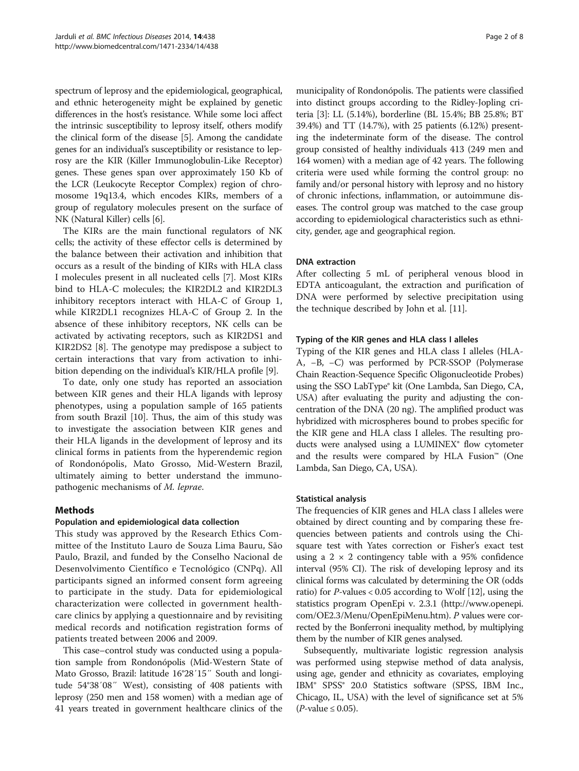spectrum of leprosy and the epidemiological, geographical, and ethnic heterogeneity might be explained by genetic differences in the host's resistance. While some loci affect the intrinsic susceptibility to leprosy itself, others modify the clinical form of the disease [5]. Among the candidate genes for an individual's susceptibility or resistance to leprosy are the KIR (Killer Immunoglobulin-Like Receptor) genes. These genes span over approximately 150 Kb of the LCR (Leukocyte Receptor Complex) region of chromosome 19q13.4, which encodes KIRs, members of a group of regulatory molecules present on the surface of NK (Natural Killer) cells [6].

The KIRs are the main functional regulators of NK cells; the activity of these effector cells is determined by the balance between their activation and inhibition that occurs as a result of the binding of KIRs with HLA class I molecules present in all nucleated cells [7]. Most KIRs bind to HLA-C molecules; the KIR2DL2 and KIR2DL3 inhibitory receptors interact with HLA-C of Group 1, while KIR2DL1 recognizes HLA-C of Group 2. In the absence of these inhibitory receptors, NK cells can be activated by activating receptors, such as KIR2DS1 and KIR2DS2 [8]. The genotype may predispose a subject to certain interactions that vary from activation to inhibition depending on the individual's KIR/HLA profile [9].

To date, only one study has reported an association between KIR genes and their HLA ligands with leprosy phenotypes, using a population sample of 165 patients from south Brazil [10]. Thus, the aim of this study was to investigate the association between KIR genes and their HLA ligands in the development of leprosy and its clinical forms in patients from the hyperendemic region of Rondonópolis, Mato Grosso, Mid-Western Brazil, ultimately aiming to better understand the immunopathogenic mechanisms of *M. leprae*.

## Methods

### Population and epidemiological data collection

This study was approved by the Research Ethics Committee of the Instituto Lauro de Souza Lima Bauru, São Paulo, Brazil, and funded by the Conselho Nacional de Desenvolvimento Científico e Tecnológico (CNPq). All participants signed an informed consent form agreeing to participate in the study. Data for epidemiological characterization were collected in government healthcare clinics by applying a questionnaire and by revisiting medical records and notification registration forms of patients treated between 2006 and 2009.

This case–control study was conducted using a population sample from Rondonópolis (Mid-Western State of Mato Grosso, Brazil: latitude 16°28′15″ South and longitude 54°38′08″ West), consisting of 408 patients with leprosy (250 men and 158 women) with a median age of 41 years treated in government healthcare clinics of the municipality of Rondonópolis. The patients were classified into distinct groups according to the Ridley-Jopling criteria [3]: LL (5.14%), borderline (BL 15.4%; BB 25.8%; BT 39.4%) and TT (14.7%), with 25 patients (6.12%) presenting the indeterminate form of the disease. The control group consisted of healthy individuals 413 (249 men and 164 women) with a median age of 42 years. The following criteria were used while forming the control group: no family and/or personal history with leprosy and no history of chronic infections, inflammation, or autoimmune diseases. The control group was matched to the case group according to epidemiological characteristics such as ethnicity, gender, age and geographical region.

### DNA extraction

After collecting 5 mL of peripheral venous blood in EDTA anticoagulant, the extraction and purification of DNA were performed by selective precipitation using the technique described by John et al. [11].

### Typing of the KIR genes and HLA class I alleles

Typing of the KIR genes and HLA class I alleles (HLA-A, −B, −C) was performed by PCR-SSOP (Polymerase Chain Reaction-Sequence Specific Oligonucleotide Probes) using the SSO LabType® kit (One Lambda, San Diego, CA, USA) after evaluating the purity and adjusting the concentration of the DNA (20 ng). The amplified product was hybridized with microspheres bound to probes specific for the KIR gene and HLA class I alleles. The resulting products were analysed using a LUMINEX® flow cytometer and the results were compared by HLA Fusion™ (One Lambda, San Diego, CA, USA).

### Statistical analysis

The frequencies of KIR genes and HLA class I alleles were obtained by direct counting and by comparing these frequencies between patients and controls using the Chi-square test with Yates correction or Fisher's exact test using a 2 × 2 contingency table with a 95% confidence interval (95% CI). The risk of developing leprosy and its clinical forms was calculated by determining the OR (odds ratio) for *P*-values < 0.05 according to Wolf [12], using the statistics program OpenEpi v. 2.3.1 (http://www.openepi.com/OE2.3/Menu/OpenEpiMenu.htm). *P* values were corrected by the Bonferroni inequality method, by multiplying them by the number of KIR genes analysed.

Subsequently, multivariate logistic regression analysis was performed using stepwise method of data analysis, using age, gender and ethnicity as covariates, employing IBM® SPSS® 20.0 Statistics software (SPSS, IBM Inc., Chicago, IL, USA) with the level of significance set at 5% (*P*-value ≤ 0.05).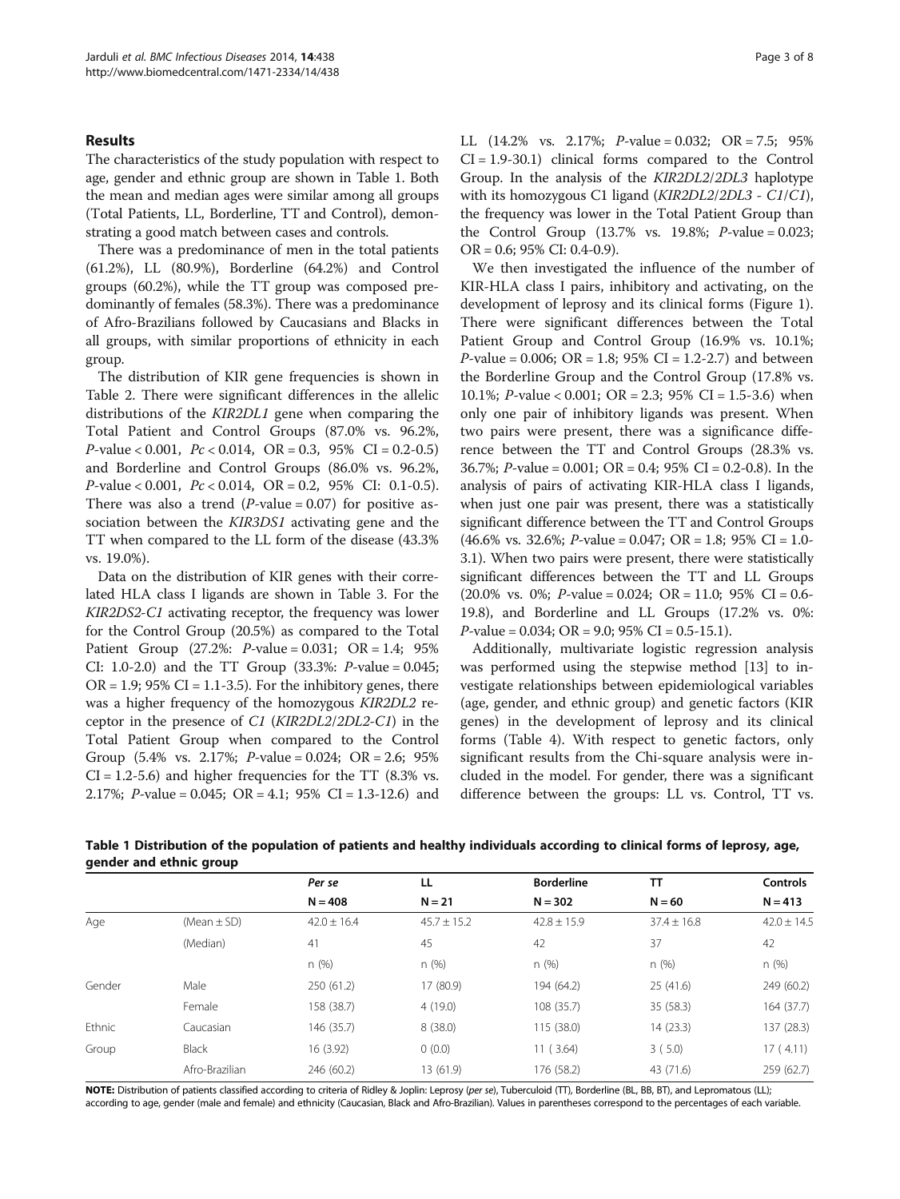## Results

The characteristics of the study population with respect to age, gender and ethnic group are shown in Table 1. Both the mean and median ages were similar among all groups (Total Patients, LL, Borderline, TT and Control), demonstrating a good match between cases and controls.

There was a predominance of men in the total patients (61.2%), LL (80.9%), Borderline (64.2%) and Control groups (60.2%), while the TT group was composed predominantly of females (58.3%). There was a predominance of Afro-Brazilians followed by Caucasians and Blacks in all groups, with similar proportions of ethnicity in each group.

The distribution of KIR gene frequencies is shown in Table 2. There were significant differences in the allelic distributions of the *KIR2DL1* gene when comparing the Total Patient and Control Groups (87.0% vs. 96.2%, *P*-value < 0.001, *Pc* < 0.014, OR = 0.3, 95% CI = 0.2-0.5) and Borderline and Control Groups (86.0% vs. 96.2%, *P*-value < 0.001, *Pc* < 0.014, OR = 0.2, 95% CI: 0.1-0.5). There was also a trend (*P*-value = 0.07) for positive association between the *KIR3DS1* activating gene and the TT when compared to the LL form of the disease (43.3% vs. 19.0%).

Data on the distribution of KIR genes with their correlated HLA class I ligands are shown in Table 3. For the *KIR2DS2-C1* activating receptor, the frequency was lower for the Control Group (20.5%) as compared to the Total Patient Group (27.2%: *P*-value = 0.031; OR = 1.4; 95% CI: 1.0-2.0) and the TT Group (33.3%: *P*-value = 0.045; OR = 1.9; 95% CI = 1.1-3.5). For the inhibitory genes, there was a higher frequency of the homozygous *KIR2DL2* receptor in the presence of *C1* (*KIR2DL2/2DL2-C1*) in the Total Patient Group when compared to the Control Group (5.4% vs. 2.17%; *P*-value = 0.024; OR = 2.6; 95% CI = 1.2-5.6) and higher frequencies for the TT (8.3% vs. 2.17%; *P*-value = 0.045; OR = 4.1; 95% CI = 1.3-12.6) and LL (14.2% vs. 2.17%; *P*-value = 0.032; OR = 7.5; 95% CI = 1.9-30.1) clinical forms compared to the Control Group. In the analysis of the *KIR2DL2/2DL3* haplotype with its homozygous C1 ligand (*KIR2DL2/2DL3 - C1/C1*), the frequency was lower in the Total Patient Group than the Control Group (13.7% vs. 19.8%; *P*-value = 0.023; OR = 0.6; 95% CI: 0.4-0.9).

We then investigated the influence of the number of KIR-HLA class I pairs, inhibitory and activating, on the development of leprosy and its clinical forms (Figure 1). There were significant differences between the Total Patient Group and Control Group (16.9% vs. 10.1%; *P*-value = 0.006; OR = 1.8; 95% CI = 1.2-2.7) and between the Borderline Group and the Control Group (17.8% vs. 10.1%; *P*-value < 0.001; OR = 2.3; 95% CI = 1.5-3.6) when only one pair of inhibitory ligands was present. When two pairs were present, there was a significance difference between the TT and Control Groups (28.3% vs. 36.7%; *P*-value = 0.001; OR = 0.4; 95% CI = 0.2-0.8). In the analysis of pairs of activating KIR-HLA class I ligands, when just one pair was present, there was a statistically significant difference between the TT and Control Groups (46.6% vs. 32.6%; *P*-value = 0.047; OR = 1.8; 95% CI = 1.0-3.1). When two pairs were present, there were statistically significant differences between the TT and LL Groups (20.0% vs. 0%; *P*-value = 0.024; OR = 11.0; 95% CI = 0.6-19.8), and Borderline and LL Groups (17.2% vs. 0%: *P*-value = 0.034; OR = 9.0; 95% CI = 0.5-15.1).

Additionally, multivariate logistic regression analysis was performed using the stepwise method [13] to investigate relationships between epidemiological variables (age, gender, and ethnic group) and genetic factors (KIR genes) in the development of leprosy and its clinical forms (Table 4). With respect to genetic factors, only significant results from the Chi-square analysis were included in the model. For gender, there was a significant difference between the groups: LL vs. Control, TT vs.

**Table 1 Distribution of the population of patients and healthy individuals according to clinical forms of leprosy, age, gender and ethnic group**

| | | *Per se* | LL | Borderline | TT | Controls |
|---|---|---|---|---|---|---|
| | | N = 408 | N = 21 | N = 302 | N = 60 | N = 413 |
| Age | (Mean ± SD) | 42.0 ± 16.4 | 45.7 ± 15.2 | 42.8 ± 15.9 | 37.4 ± 16.8 | 42.0 ± 14.5 |
| | (Median) | 41 | 45 | 42 | 37 | 42 |
| | | n (%) | n (%) | n (%) | n (%) | n (%) |
| Gender | Male | 250 (61.2) | 17 (80.9) | 194 (64.2) | 25 (41.6) | 249 (60.2) |
| | Female | 158 (38.7) | 4 (19.0) | 108 (35.7) | 35 (58.3) | 164 (37.7) |
| Ethnic | Caucasian | 146 (35.7) | 8 (38.0) | 115 (38.0) | 14 (23.3) | 137 (28.3) |
| Group | Black | 16 (3.92) | 0 (0.0) | 11 (3.64) | 3 (5.0) | 17 (4.11) |
| | Afro-Brazilian | 246 (60.2) | 13 (61.9) | 176 (58.2) | 43 (71.6) | 259 (62.7) |

**NOTE:** Distribution of patients classified according to criteria of Ridley & Joplin: Leprosy (*per se*), Tuberculoid (TT), Borderline (BL, BB, BT), and Lepromatous (LL); according to age, gender (male and female) and ethnicity (Caucasian, Black and Afro-Brazilian). Values in parentheses correspond to the percentages of each variable.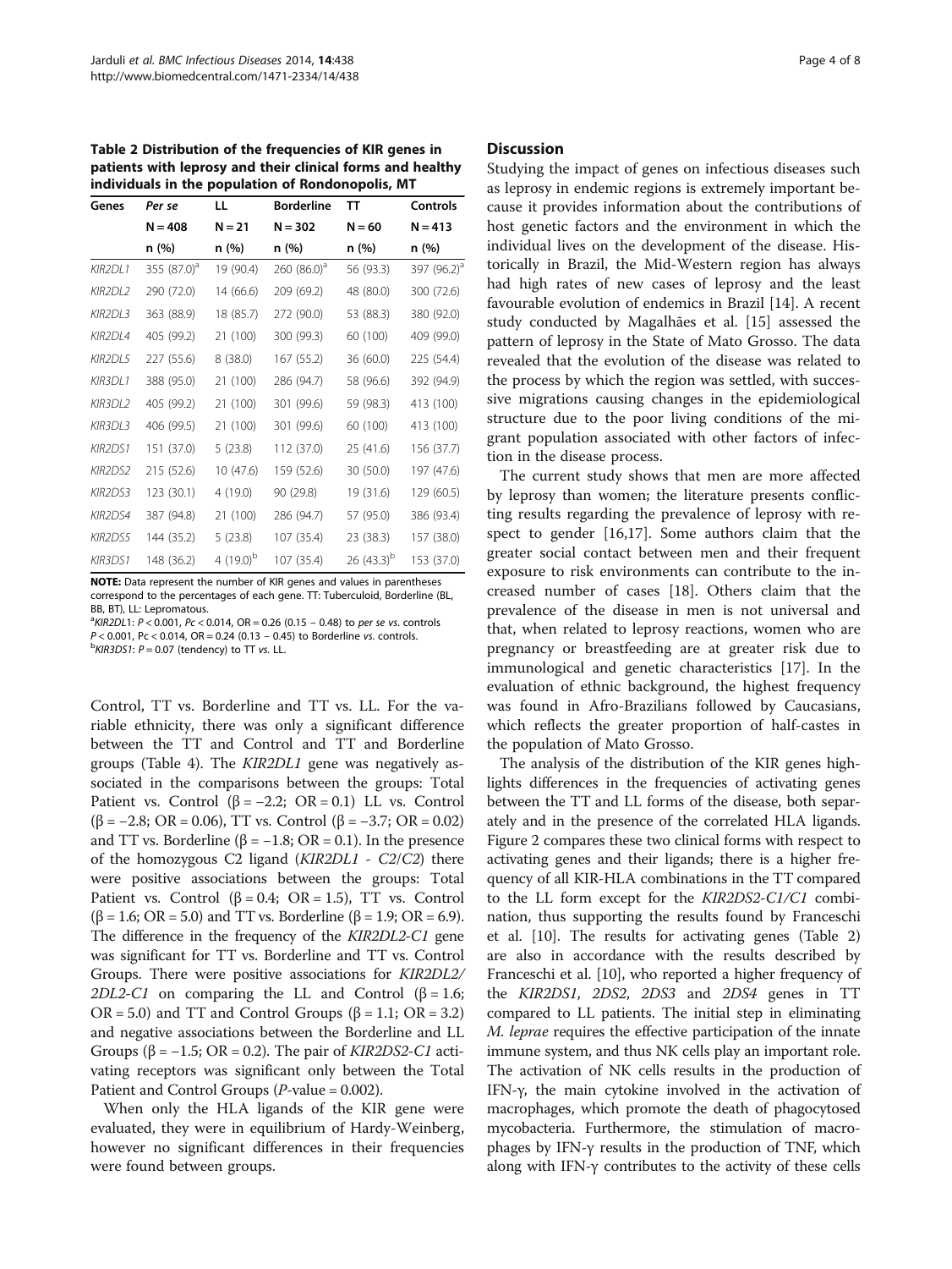**Table 2 Distribution of the frequencies of KIR genes in patients with leprosy and their clinical forms and healthy individuals in the population of Rondonopolis, MT**

| Genes | *Per se* | LL | Borderline | TT | Controls |
|---|---|---|---|---|---|
| | N = 408 | N = 21 | N = 302 | N = 60 | N = 413 |
| | n (%) | n (%) | n (%) | n (%) | n (%) |
| *KIR2DL1* | 355 (87.0)[a] | 19 (90.4) | 260 (86.0)[a] | 56 (93.3) | 397 (96.2)[a] |
| *KIR2DL2* | 290 (72.0) | 14 (66.6) | 209 (69.2) | 48 (80.0) | 300 (72.6) |
| *KIR2DL3* | 363 (88.9) | 18 (85.7) | 272 (90.0) | 53 (88.3) | 380 (92.0) |
| *KIR2DL4* | 405 (99.2) | 21 (100) | 300 (99.3) | 60 (100) | 409 (99.0) |
| *KIR2DL5* | 227 (55.6) | 8 (38.0) | 167 (55.2) | 36 (60.0) | 225 (54.4) |
| *KIR3DL1* | 388 (95.0) | 21 (100) | 286 (94.7) | 58 (96.6) | 392 (94.9) |
| *KIR3DL2* | 405 (99.2) | 21 (100) | 301 (99.6) | 59 (98.3) | 413 (100) |
| *KIR3DL3* | 406 (99.5) | 21 (100) | 301 (99.6) | 60 (100) | 413 (100) |
| *KIR2DS1* | 151 (37.0) | 5 (23.8) | 112 (37.0) | 25 (41.6) | 156 (37.7) |
| *KIR2DS2* | 215 (52.6) | 10 (47.6) | 159 (52.6) | 30 (50.0) | 197 (47.6) |
| *KIR2DS3* | 123 (30.1) | 4 (19.0) | 90 (29.8) | 19 (31.6) | 129 (60.5) |
| *KIR2DS4* | 387 (94.8) | 21 (100) | 286 (94.7) | 57 (95.0) | 386 (93.4) |
| *KIR2DS5* | 144 (35.2) | 5 (23.8) | 107 (35.4) | 23 (38.3) | 157 (38.0) |
| *KIR3DS1* | 148 (36.2) | 4 (19.0)[b] | 107 (35.4) | 26 (43.3)[b] | 153 (37.0) |

**NOTE:** Data represent the number of KIR genes and values in parentheses correspond to the percentages of each gene. TT: Tuberculoid, Borderline (BL, BB, BT), LL: Lepromatous.
[a]*KIR2DL1*: $P < 0.001$, $Pc < 0.014$, OR = 0.26 (0.15 − 0.48) to *per se vs.* controls $P < 0.001$, $Pc < 0.014$, OR = 0.24 (0.13 − 0.45) to Borderline *vs.* controls.
[b]*KIR3DS1*: $P = 0.07$ (tendency) to TT *vs.* LL.

Control, TT vs. Borderline and TT vs. LL. For the variable ethnicity, there was only a significant difference between the TT and Control and TT and Borderline groups (Table 4). The *KIR2DL1* gene was negatively associated in the comparisons between the groups: Total Patient vs. Control ($\beta = -2.2$; OR = 0.1) LL vs. Control ($\beta = -2.8$; OR = 0.06), TT vs. Control ($\beta = -3.7$; OR = 0.02) and TT vs. Borderline ($\beta = -1.8$; OR = 0.1). In the presence of the homozygous C2 ligand (*KIR2DL1 - C2/C2*) there were positive associations between the groups: Total Patient vs. Control ($\beta = 0.4$; OR = 1.5), TT vs. Control ($\beta = 1.6$; OR = 5.0) and TT vs. Borderline ($\beta = 1.9$; OR = 6.9). The difference in the frequency of the *KIR2DL2-C1* gene was significant for TT vs. Borderline and TT vs. Control Groups. There were positive associations for *KIR2DL2/2DL2-C1* on comparing the LL and Control ($\beta = 1.6$; OR = 5.0) and TT and Control Groups ($\beta = 1.1$; OR = 3.2) and negative associations between the Borderline and LL Groups ($\beta = -1.5$; OR = 0.2). The pair of *KIR2DS2-C1* activating receptors was significant only between the Total Patient and Control Groups (*P*-value = 0.002).

When only the HLA ligands of the KIR gene were evaluated, they were in equilibrium of Hardy-Weinberg, however no significant differences in their frequencies were found between groups.

## Discussion

Studying the impact of genes on infectious diseases such as leprosy in endemic regions is extremely important because it provides information about the contributions of host genetic factors and the environment in which the individual lives on the development of the disease. Historically in Brazil, the Mid-Western region has always had high rates of new cases of leprosy and the least favourable evolution of endemics in Brazil [14]. A recent study conducted by Magalhães et al. [15] assessed the pattern of leprosy in the State of Mato Grosso. The data revealed that the evolution of the disease was related to the process by which the region was settled, with successive migrations causing changes in the epidemiological structure due to the poor living conditions of the migrant population associated with other factors of infection in the disease process.

The current study shows that men are more affected by leprosy than women; the literature presents conflicting results regarding the prevalence of leprosy with respect to gender [16,17]. Some authors claim that the greater social contact between men and their frequent exposure to risk environments can contribute to the increased number of cases [18]. Others claim that the prevalence of the disease in men is not universal and that, when related to leprosy reactions, women who are pregnancy or breastfeeding are at greater risk due to immunological and genetic characteristics [17]. In the evaluation of ethnic background, the highest frequency was found in Afro-Brazilians followed by Caucasians, which reflects the greater proportion of half-castes in the population of Mato Grosso.

The analysis of the distribution of the KIR genes highlights differences in the frequencies of activating genes between the TT and LL forms of the disease, both separately and in the presence of the correlated HLA ligands. Figure 2 compares these two clinical forms with respect to activating genes and their ligands; there is a higher frequency of all KIR-HLA combinations in the TT compared to the LL form except for the *KIR2DS2-C1/C1* combination, thus supporting the results found by Franceschi et al. [10]. The results for activating genes (Table 2) are also in accordance with the results described by Franceschi et al. [10], who reported a higher frequency of the *KIR2DS1*, *2DS2*, *2DS3* and *2DS4* genes in TT compared to LL patients. The initial step in eliminating *M. leprae* requires the effective participation of the innate immune system, and thus NK cells play an important role. The activation of NK cells results in the production of IFN-γ, the main cytokine involved in the activation of macrophages, which promote the death of phagocytosed mycobacteria. Furthermore, the stimulation of macrophages by IFN-γ results in the production of TNF, which along with IFN-γ contributes to the activity of these cells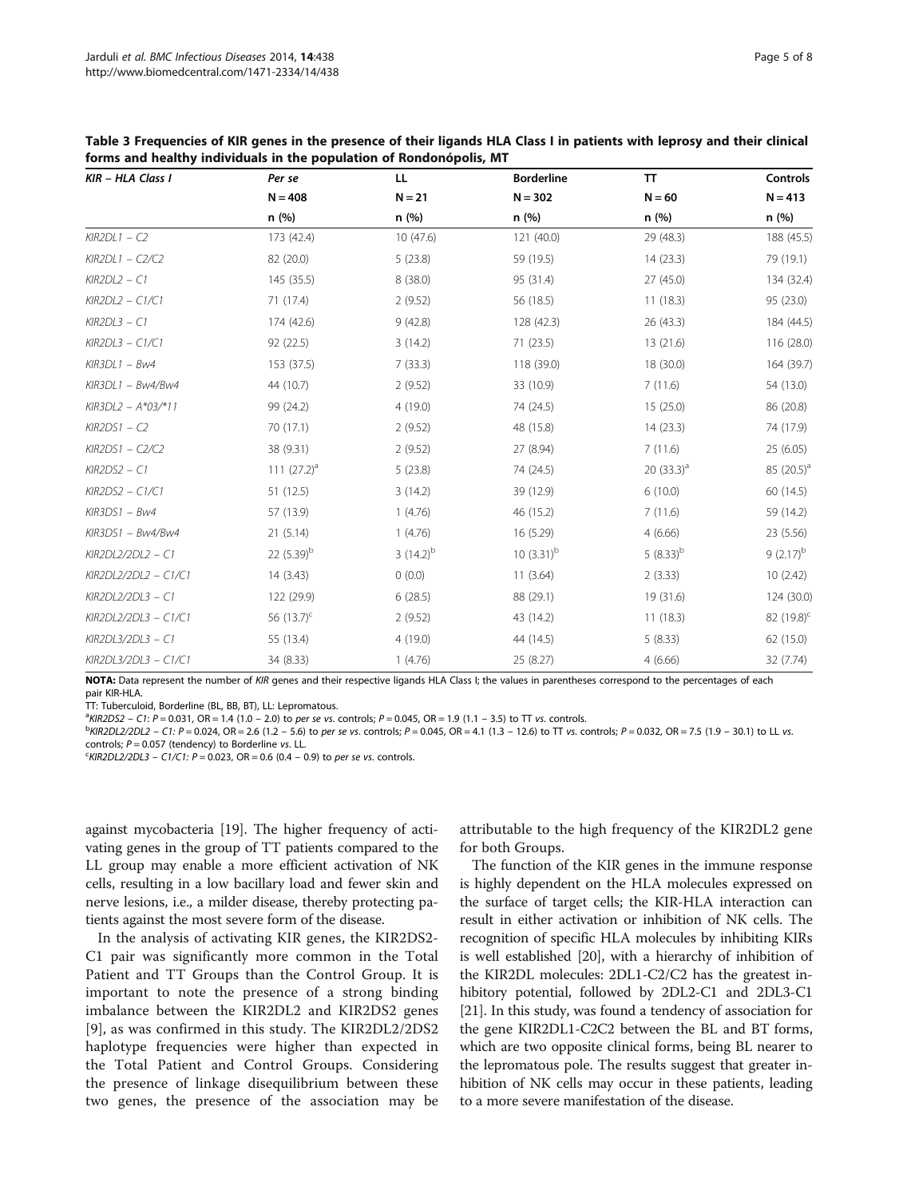**Table 3 Frequencies of KIR genes in the presence of their ligands HLA Class I in patients with leprosy and their clinical forms and healthy individuals in the population of Rondonópolis, MT**

| *KIR – HLA Class I* | *Per se* | LL | Borderline | TT | Controls |
|---|---|---|---|---|---|
| | N = 408 | N = 21 | N = 302 | N = 60 | N = 413 |
| | n (%) | n (%) | n (%) | n (%) | n (%) |
| *KIR2DL1 – C2* | 173 (42.4) | 10 (47.6) | 121 (40.0) | 29 (48.3) | 188 (45.5) |
| *KIR2DL1 – C2/C2* | 82 (20.0) | 5 (23.8) | 59 (19.5) | 14 (23.3) | 79 (19.1) |
| *KIR2DL2 – C1* | 145 (35.5) | 8 (38.0) | 95 (31.4) | 27 (45.0) | 134 (32.4) |
| *KIR2DL2 – C1/C1* | 71 (17.4) | 2 (9.52) | 56 (18.5) | 11 (18.3) | 95 (23.0) |
| *KIR2DL3 – C1* | 174 (42.6) | 9 (42.8) | 128 (42.3) | 26 (43.3) | 184 (44.5) |
| *KIR2DL3 – C1/C1* | 92 (22.5) | 3 (14.2) | 71 (23.5) | 13 (21.6) | 116 (28.0) |
| *KIR3DL1 – Bw4* | 153 (37.5) | 7 (33.3) | 118 (39.0) | 18 (30.0) | 164 (39.7) |
| *KIR3DL1 – Bw4/Bw4* | 44 (10.7) | 2 (9.52) | 33 (10.9) | 7 (11.6) | 54 (13.0) |
| *KIR3DL2 – A\*03/\*11* | 99 (24.2) | 4 (19.0) | 74 (24.5) | 15 (25.0) | 86 (20.8) |
| *KIR2DS1 – C2* | 70 (17.1) | 2 (9.52) | 48 (15.8) | 14 (23.3) | 74 (17.9) |
| *KIR2DS1 – C2/C2* | 38 (9.31) | 2 (9.52) | 27 (8.94) | 7 (11.6) | 25 (6.05) |
| *KIR2DS2 – C1* | 111 (27.2)[a] | 5 (23.8) | 74 (24.5) | 20 (33.3)[a] | 85 (20.5)[a] |
| *KIR2DS2 – C1/C1* | 51 (12.5) | 3 (14.2) | 39 (12.9) | 6 (10.0) | 60 (14.5) |
| *KIR3DS1 – Bw4* | 57 (13.9) | 1 (4.76) | 46 (15.2) | 7 (11.6) | 59 (14.2) |
| *KIR3DS1 – Bw4/Bw4* | 21 (5.14) | 1 (4.76) | 16 (5.29) | 4 (6.66) | 23 (5.56) |
| *KIR2DL2/2DL2 – C1* | 22 (5.39)[b] | 3 (14.2)[b] | 10 (3.31)[b] | 5 (8.33)[b] | 9 (2.17)[b] |
| *KIR2DL2/2DL2 – C1/C1* | 14 (3.43) | 0 (0.0) | 11 (3.64) | 2 (3.33) | 10 (2.42) |
| *KIR2DL2/2DL3 – C1* | 122 (29.9) | 6 (28.5) | 88 (29.1) | 19 (31.6) | 124 (30.0) |
| *KIR2DL2/2DL3 – C1/C1* | 56 (13.7)[c] | 2 (9.52) | 43 (14.2) | 11 (18.3) | 82 (19.8)[c] |
| *KIR2DL3/2DL3 – C1* | 55 (13.4) | 4 (19.0) | 44 (14.5) | 5 (8.33) | 62 (15.0) |
| *KIR2DL3/2DL3 – C1/C1* | 34 (8.33) | 1 (4.76) | 25 (8.27) | 4 (6.66) | 32 (7.74) |

**NOTA:** Data represent the number of *KIR* genes and their respective ligands HLA Class I; the values in parentheses correspond to the percentages of each pair KIR-HLA.

TT: Tuberculoid, Borderline (BL, BB, BT), LL: Lepromatous.

[a]*KIR2DS2 – C1*: $P = 0.031$, OR = 1.4 (1.0 – 2.0) to *per se vs.* controls; $P = 0.045$, OR = 1.9 (1.1 – 3.5) to TT *vs.* controls.

[b]*KIR2DL2/2DL2 – C1*: $P = 0.024$, OR = 2.6 (1.2 – 5.6) to *per se vs.* controls; $P = 0.045$, OR = 4.1 (1.3 – 12.6) to TT *vs.* controls; $P = 0.032$, OR = 7.5 (1.9 – 30.1) to LL *vs.* controls; $P = 0.057$ (tendency) to Borderline *vs.* LL.

[c]*KIR2DL2/2DL3 – C1/C1*: $P = 0.023$, OR = 0.6 (0.4 – 0.9) to *per se vs.* controls.

against mycobacteria [19]. The higher frequency of activating genes in the group of TT patients compared to the LL group may enable a more efficient activation of NK cells, resulting in a low bacillary load and fewer skin and nerve lesions, i.e., a milder disease, thereby protecting patients against the most severe form of the disease.

In the analysis of activating KIR genes, the KIR2DS2-C1 pair was significantly more common in the Total Patient and TT Groups than the Control Group. It is important to note the presence of a strong binding imbalance between the KIR2DL2 and KIR2DS2 genes [9], as was confirmed in this study. The KIR2DL2/2DS2 haplotype frequencies were higher than expected in the Total Patient and Control Groups. Considering the presence of linkage disequilibrium between these two genes, the presence of the association may be attributable to the high frequency of the KIR2DL2 gene for both Groups.

The function of the KIR genes in the immune response is highly dependent on the HLA molecules expressed on the surface of target cells; the KIR-HLA interaction can result in either activation or inhibition of NK cells. The recognition of specific HLA molecules by inhibiting KIRs is well established [20], with a hierarchy of inhibition of the KIR2DL molecules: 2DL1-C2/C2 has the greatest inhibitory potential, followed by 2DL2-C1 and 2DL3-C1 [21]. In this study, was found a tendency of association for the gene KIR2DL1-C2C2 between the BL and BT forms, which are two opposite clinical forms, being BL nearer to the lepromatous pole. The results suggest that greater inhibition of NK cells may occur in these patients, leading to a more severe manifestation of the disease.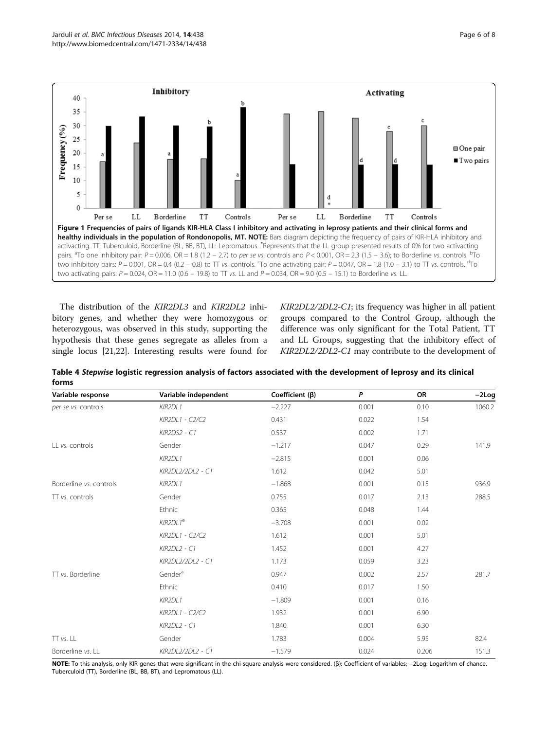**Figure 1 Frequencies of pairs of ligands KIR-HLA Class I inhibitory and activating in leprosy patients and their clinical forms and healthy individuals in the population of Rondonopolis, MT. NOTE:** Bars diagram depicting the frequency of pairs of KIR-HLA inhibitory and activating. TT: Tuberculoid, Borderline (BL, BB, BT), LL: Lepromatous. *Represents that the LL group presented results of 0% for two activating pairs. [a]To one inhibitory pair: $P = 0.006$, OR = 1.8 (1.2 – 2.7) to *per se vs.* controls and $P < 0.001$, OR = 2.3 (1.5 – 3.6); to Borderline *vs.* controls. [b]To two inhibitory pairs: $P = 0.001$, OR = 0.4 (0.2 – 0.8) to TT *vs.* controls. [c]To one activating pair: $P = 0.047$, OR = 1.8 (1.0 – 3.1) to TT *vs.* controls. [d]To two activating pairs: $P = 0.024$, OR = 11.0 (0.6 – 19.8) to TT *vs.* LL and $P = 0.034$, OR = 9.0 (0.5 – 15.1) to Borderline *vs.* LL.

The distribution of the *KIR2DL3* and *KIR2DL2* inhibitory genes, and whether they were homozygous or heterozygous, was observed in this study, supporting the hypothesis that these genes segregate as alleles from a single locus [21,22]. Interesting results were found for *KIR2DL2/2DL2-C1*; its frequency was higher in all patient groups compared to the Control Group, although the difference was only significant for the Total Patient, TT and LL Groups, suggesting that the inhibitory effect of *KIR2DL2/2DL2-C1* may contribute to the development of

**Table 4 *Stepwise* logistic regression analysis of factors associated with the development of leprosy and its clinical forms**

| Variable response | Variable independent | Coefficient (β) | *P* | OR | −2Log |
|---|---|---|---|---|---|
| *per se vs.* controls | *KIR2DL1* | −2.227 | 0.001 | 0.10 | 1060.2 |
| | *KIR2DL1 - C2/C2* | 0.431 | 0.022 | 1.54 | |
| | *KIR2DS2 - C1* | 0.537 | 0.002 | 1.71 | |
| LL *vs.* controls | Gender | −1.217 | 0.047 | 0.29 | 141.9 |
| | *KIR2DL1* | −2.815 | 0.001 | 0.06 | |
| | *KIR2DL2/2DL2 - C1* | 1.612 | 0.042 | 5.01 | |
| Borderline *vs.* controls | *KIR2DL1* | −1.868 | 0.001 | 0.15 | 936.9 |
| TT *vs.* controls | Gender | 0.755 | 0.017 | 2.13 | 288.5 |
| | Ethnic | 0.365 | 0.048 | 1.44 | |
| | *KIR2DL1*[e] | −3.708 | 0.001 | 0.02 | |
| | *KIR2DL1 - C2/C2* | 1.612 | 0.001 | 5.01 | |
| | *KIR2DL2 - C1* | 1.452 | 0.001 | 4.27 | |
| | *KIR2DL2/2DL2 - C1* | 1.173 | 0.059 | 3.23 | |
| TT *vs.* Borderline | Gender[a] | 0.947 | 0.002 | 2.57 | 281.7 |
| | Ethnic | 0.410 | 0.017 | 1.50 | |
| | *KIR2DL1* | −1.809 | 0.001 | 0.16 | |
| | *KIR2DL1 - C2/C2* | 1.932 | 0.001 | 6.90 | |
| | *KIR2DL2 - C1* | 1.840 | 0.001 | 6.30 | |
| TT *vs.* LL | Gender | 1.783 | 0.004 | 5.95 | 82.4 |
| Borderline *vs.* LL | *KIR2DL2/2DL2 - C1* | −1.579 | 0.024 | 0.206 | 151.3 |

**NOTE:** To this analysis, only KIR genes that were significant in the chi-square analysis were considered. (β): Coefficient of variables; −2Log: Logarithm of chance. Tuberculoid (TT), Borderline (BL, BB, BT), and Lepromatous (LL).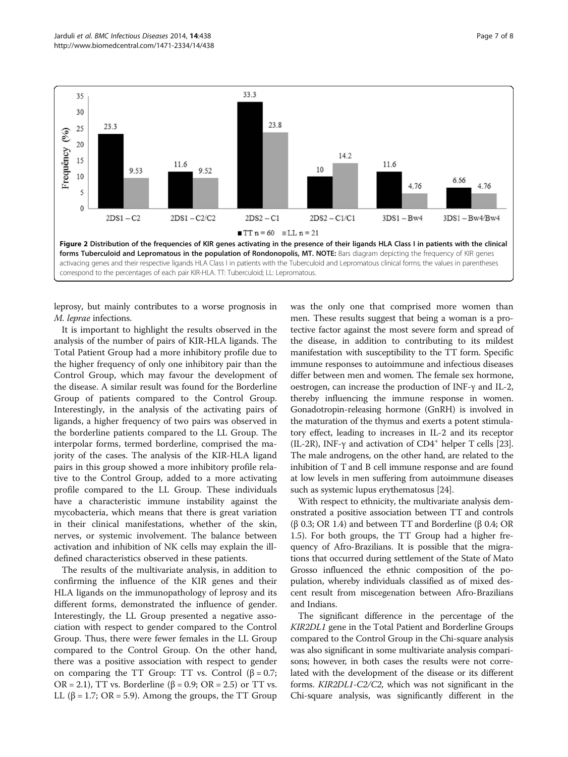Figure 2 Distribution of the frequencies of KIR genes activating in the presence of their ligands HLA Class I in patients with the clinical forms Tuberculoid and Lepromatous in the population of Rondonopolis, MT. NOTE: Bars diagram depicting the frequency of KIR genes activacing genes and their respective ligands HLA Class I in patients with the Tuberculoid and Lepromatous clinical forms; the values in parentheses correspond to the percentages of each pair KIR-HLA. TT: Tuberculoid; LL: Lepromatous.

leprosy, but mainly contributes to a worse prognosis in *M. leprae* infections.

It is important to highlight the results observed in the analysis of the number of pairs of KIR-HLA ligands. The Total Patient Group had a more inhibitory profile due to the higher frequency of only one inhibitory pair than the Control Group, which may favour the development of the disease. A similar result was found for the Borderline Group of patients compared to the Control Group. Interestingly, in the analysis of the activating pairs of ligands, a higher frequency of two pairs was observed in the borderline patients compared to the LL Group. The interpolar forms, termed borderline, comprised the majority of the cases. The analysis of the KIR-HLA ligand pairs in this group showed a more inhibitory profile relative to the Control Group, added to a more activating profile compared to the LL Group. These individuals have a characteristic immune instability against the mycobacteria, which means that there is great variation in their clinical manifestations, whether of the skin, nerves, or systemic involvement. The balance between activation and inhibition of NK cells may explain the ill-defined characteristics observed in these patients.

The results of the multivariate analysis, in addition to confirming the influence of the KIR genes and their HLA ligands on the immunopathology of leprosy and its different forms, demonstrated the influence of gender. Interestingly, the LL Group presented a negative association with respect to gender compared to the Control Group. Thus, there were fewer females in the LL Group compared to the Control Group. On the other hand, there was a positive association with respect to gender on comparing the TT Group: TT vs. Control ($\beta = 0.7$; OR = 2.1), TT vs. Borderline ($\beta = 0.9$; OR = 2.5) or TT vs. LL ($\beta = 1.7$; OR = 5.9). Among the groups, the TT Group was the only one that comprised more women than men. These results suggest that being a woman is a protective factor against the most severe form and spread of the disease, in addition to contributing to its mildest manifestation with susceptibility to the TT form. Specific immune responses to autoimmune and infectious diseases differ between men and women. The female sex hormone, oestrogen, can increase the production of INF-γ and IL-2, thereby influencing the immune response in women. Gonadotropin-releasing hormone (GnRH) is involved in the maturation of the thymus and exerts a potent stimulatory effect, leading to increases in IL-2 and its receptor (IL-2R), INF-γ and activation of $CD4^+$ helper T cells [23]. The male androgens, on the other hand, are related to the inhibition of T and B cell immune response and are found at low levels in men suffering from autoimmune diseases such as systemic lupus erythematosus [24].

With respect to ethnicity, the multivariate analysis demonstrated a positive association between TT and controls (β 0.3; OR 1.4) and between TT and Borderline (β 0.4; OR 1.5). For both groups, the TT Group had a higher frequency of Afro-Brazilians. It is possible that the migrations that occurred during settlement of the State of Mato Grosso influenced the ethnic composition of the population, whereby individuals classified as of mixed descent result from miscegenation between Afro-Brazilians and Indians.

The significant difference in the percentage of the *KIR2DL1* gene in the Total Patient and Borderline Groups compared to the Control Group in the Chi-square analysis was also significant in some multivariate analysis comparisons; however, in both cases the results were not correlated with the development of the disease or its different forms. *KIR2DL1-C2/C2*, which was not significant in the Chi-square analysis, was significantly different in the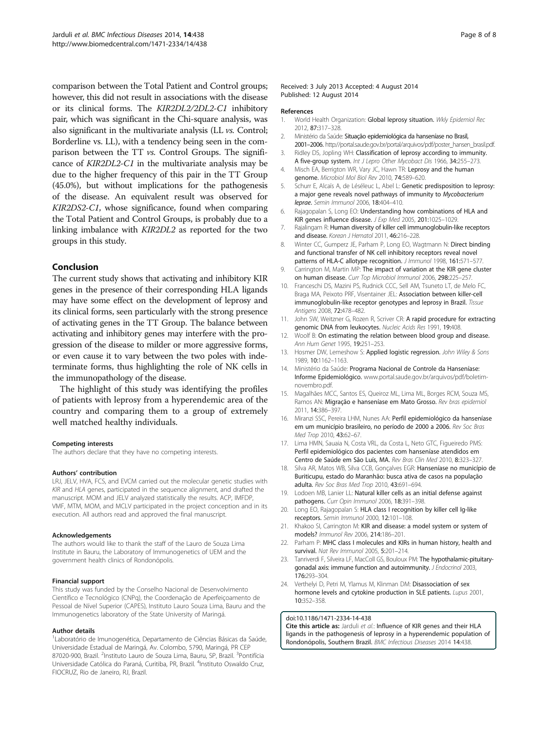comparison between the Total Patient and Control groups; however, this did not result in associations with the disease or its clinical forms. The *KIR2DL2/2DL2-C1* inhibitory pair, which was significant in the Chi-square analysis, was also significant in the multivariate analysis (LL *vs.* Control; Borderline vs. LL), with a tendency being seen in the comparison between the TT *vs.* Control Groups. The significance of *KIR2DL2-C1* in the multivariate analysis may be due to the higher frequency of this pair in the TT Group (45.0%), but without implications for the pathogenesis of the disease. An equivalent result was observed for *KIR2DS2-C1*, whose significance, found when comparing the Total Patient and Control Groups, is probably due to a linking imbalance with *KIR2DL2* as reported for the two groups in this study.

## Conclusion

The current study shows that activating and inhibitory KIR genes in the presence of their corresponding HLA ligands may have some effect on the development of leprosy and its clinical forms, seen particularly with the strong presence of activating genes in the TT Group. The balance between activating and inhibitory genes may interfere with the progression of the disease to milder or more aggressive forms, or even cause it to vary between the two poles with indeterminate forms, thus highlighting the role of NK cells in the immunopathology of the disease.

The highlight of this study was identifying the profiles of patients with leprosy from a hyperendemic area of the country and comparing them to a group of extremely well matched healthy individuals.

#### Competing interests

The authors declare that they have no competing interests.

#### Authors' contribution

LRJ, JELV, HVA, FCS, and EVCM carried out the molecular genetic studies with *KIR* and *HLA* genes, participated in the sequence alignment, and drafted the manuscript. MOM and JELV analyzed statistically the results. ACP, IMFDP, VMF, MTM, MOM, and MCLV participated in the project conception and in its execution. All authors read and approved the final manuscript.

#### Acknowledgements

The authors would like to thank the staff of the Lauro de Souza Lima Institute in Bauru, the Laboratory of Immunogenetics of UEM and the government health clinics of Rondonópolis.

#### Financial support

This study was funded by the Conselho Nacional de Desenvolvimento Científico e Tecnológico (CNPq), the Coordenação de Aperfeiçoamento de Pessoal de Nível Superior (CAPES), Instituto Lauro Souza Lima, Bauru and the Immunogenetics laboratory of the State University of Maringá.

#### Author details

[1]Laboratório de Imunogenética, Departamento de Ciências Básicas da Saúde, Universidade Estadual de Maringá, Av. Colombo, 5790, Maringá, PR CEP 87020-900, Brazil. [2]Instituto Lauro de Souza Lima, Bauru, SP, Brazil. [3]Pontifícia Universidade Católica do Paraná, Curitiba, PR, Brazil. [4]Instituto Oswaldo Cruz, FIOCRUZ, Rio de Janeiro, RJ, Brazil.

Received: 3 July 2013 Accepted: 4 August 2014
Published: 12 August 2014

#### References

1. World Health Organization: **Global leprosy situation.** *Wkly Epidemiol Rec* 2012, **87:**317–328.
2. Ministério da Saúde: **Situação epidemiológica da hanseníase no Brasil, 2001–2006.** http://portal.saude.gov.br/portal/arquivos/pdf/poster_hansen_brasil.pdf.
3. Ridley DS, Jopling WH: **Classification of leprosy according to immunity. A five-group system.** *Int J Lepro Other Mycobact Dis* 1966, **34:**255–273.
4. Misch EA, Berrigton WR, Vary JC, Hawn TR: **Leprosy and the human genome.** *Microbiol Mol Biol Rev* 2010, **74:**589–620.
5. Schurr E, Alcaïs A, de Léséleuc L, Abel L: **Genetic predisposition to leprosy: a major gene reveals novel pathways of immunity to *Mycobacterium leprae*.** *Semin Immunol* 2006, **18:**404–410.
6. Rajagopalan S, Long EO: **Understanding how combinations of HLA and KIR genes influence disease.** *J Exp Med* 2005, **201:**1025–1029.
7. Rajalingam R: **Human diversity of killer cell immunoglobulin-like receptors and disease.** *Korean J Hematol* 2011, **46:**216–228.
8. Winter CC, Gumperz JE, Parham P, Long EO, Wagtmann N: **Direct binding and functional transfer of NK cell inhibitory receptors reveal novel patterns of HLA-C allotype recognition.** *J Immunol* 1998, **161:**571–577.
9. Carrington M, Martin MP: **The impact of variation at the KIR gene cluster on human disease.** *Curr Top Microbiol Immunol* 2006, **298:**225–257.
10. Franceschi DS, Mazini PS, Rudnick CCC, Sell AM, Tsuneto LT, de Melo FC, Braga MA, Peixoto PRF, Visentainer JEL: **Association between killer-cell immunoglobulin-like receptor genotypes and leprosy in Brazil.** *Tissue Antigens* 2008, **72:**478–482.
11. John SW, Weitzner G, Rozen R, Scriver CR: **A rapid procedure for extracting genomic DNA from leukocytes.** *Nucleic Acids Res* 1991, **19:**408.
12. Woolf B: **On estimating the relation between blood group and disease.** *Ann Hum Genet* 1995, **19:**251–253.
13. Hosmer DW, Lemeshow S: **Applied logistic regression.** *John Wiley & Sons* 1989, **10:**1162–1163.
14. Ministério da Saúde: **Programa Nacional de Controle da Hanseníase: Informe Epidemiológico.** www.portal.saude.gov.br/arquivos/pdf/boletim-novembro.pdf.
15. Magalhães MCC, Santos ES, Queiroz ML, Lima ML, Borges RCM, Souza MS, Ramos AN: **Migração e hanseníase em Mato Grosso.** *Rev bras epidemiol* 2011, **14:**386–397.
16. Miranzi SSC, Pereira LHM, Nunes AA: **Perfil epidemiológico da hanseníase em um município brasileiro, no período de 2000 a 2006.** *Rev Soc Bras Med Trop* 2010, **43:**62–67.
17. Lima HMN, Sauaia N, Costa VRL, da Costa L, Neto GTC, Figueiredo PMS: **Perfil epidemiológico dos pacientes com hanseníase atendidos em Centro de Saúde em São Luís, MA.** *Rev Bras Clin Med* 2010, **8:**323–327.
18. Silva AR, Matos WB, Silva CCB, Gonçalves EGR: **Hanseníase no município de Buriticupu, estado do Maranhão: busca ativa de casos na população adulta.** *Rev Soc Bras Med Trop* 2010, **43:**691–694.
19. Lodoen MB, Lanier LL: **Natural killer cells as an initial defense against pathogens.** *Curr Opin Immunol* 2006, **18:**391–398.
20. Long EO, Rajagopalan S: **HLA class I recognition by killer cell Ig-like receptors.** *Semin Immunol* 2000, **12:**101–108.
21. Khakoo SI, Carrington M: **KIR and disease: a model system or system of models?** *Immunol Rev* 2006, **214:**186–201.
22. Parham P: **MHC class I molecules and KIRs in human history, health and survival.** *Nat Rev Immunol* 2005, **5:**201–214.
23. Tanriverdi F, Silveira LF, MacColl GS, Bouloux PM: **The hypothalamic-pituitary-gonadal axis: immune function and autoimmunity.** *J Endocrinol* 2003, **176:**293–304.
24. Verthelyi D, Petri M, Ylamus M, Klinman DM: **Disassociation of sex hormone levels and cytokine production in SLE patients.** *Lupus* 2001, **10:**352–358.

doi:10.1186/1471-2334-14-438

**Cite this article as:** Jarduli *et al.*: Influence of KIR genes and their HLA ligands in the pathogenesis of leprosy in a hyperendemic population of Rondonópolis, Southern Brazil. *BMC Infectious Diseases* 2014 **14**:438.